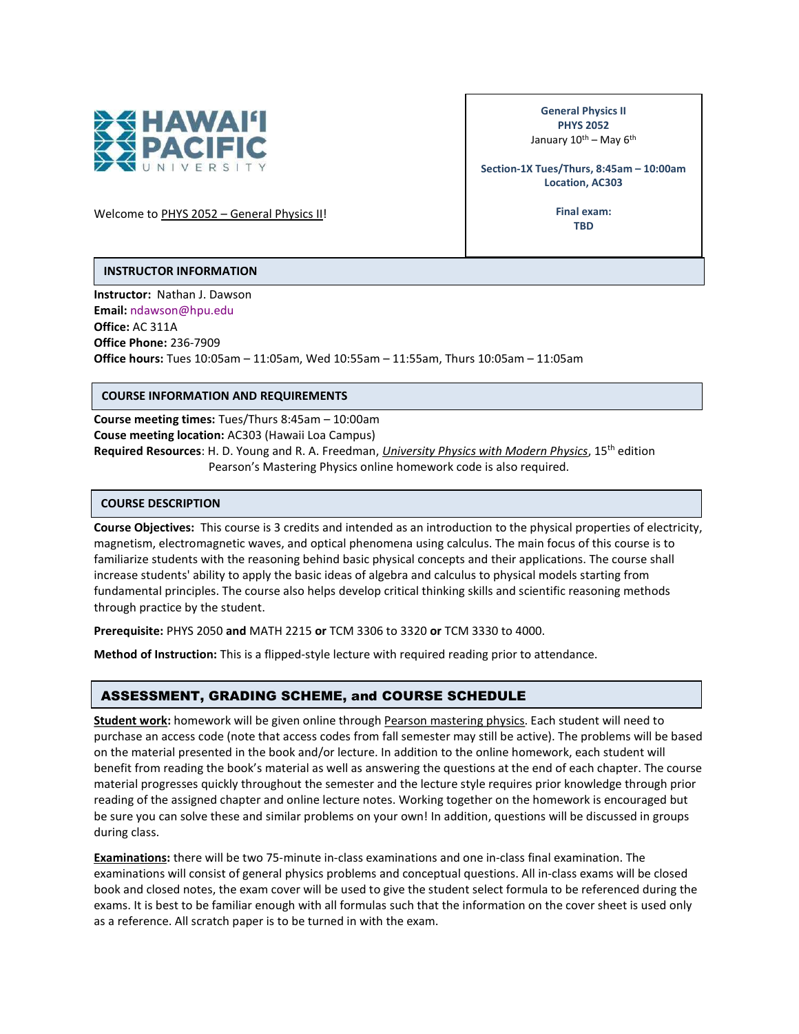Welcome to PHYS 2052 – General Physics II!

**General Physics II**
**PHYS 2052**
January 10th – May 6th

**Section-1X Tues/Thurs, 8:45am – 10:00am**
**Location, AC303**

**Final exam:**
**TBD**

## INSTRUCTOR INFORMATION

**Instructor:** Nathan J. Dawson
**Email:** ndawson@hpu.edu
**Office:** AC 311A
**Office Phone:** 236-7909
**Office hours:** Tues 10:05am – 11:05am, Wed 10:55am – 11:55am, Thurs 10:05am – 11:05am

## COURSE INFORMATION AND REQUIREMENTS

**Course meeting times:** Tues/Thurs 8:45am – 10:00am
**Couse meeting location:** AC303 (Hawaii Loa Campus)
**Required Resources**: H. D. Young and R. A. Freedman, *University Physics with Modern Physics*, 15th edition
Pearson's Mastering Physics online homework code is also required.

## COURSE DESCRIPTION

**Course Objectives:** This course is 3 credits and intended as an introduction to the physical properties of electricity, magnetism, electromagnetic waves, and optical phenomena using calculus. The main focus of this course is to familiarize students with the reasoning behind basic physical concepts and their applications. The course shall increase students' ability to apply the basic ideas of algebra and calculus to physical models starting from fundamental principles. The course also helps develop critical thinking skills and scientific reasoning methods through practice by the student.

**Prerequisite:** PHYS 2050 **and** MATH 2215 **or** TCM 3306 to 3320 **or** TCM 3330 to 4000.

**Method of Instruction:** This is a flipped-style lecture with required reading prior to attendance.

## ASSESSMENT, GRADING SCHEME, and COURSE SCHEDULE

**Student work:** homework will be given online through Pearson mastering physics. Each student will need to purchase an access code (note that access codes from fall semester may still be active). The problems will be based on the material presented in the book and/or lecture. In addition to the online homework, each student will benefit from reading the book's material as well as answering the questions at the end of each chapter. The course material progresses quickly throughout the semester and the lecture style requires prior knowledge through prior reading of the assigned chapter and online lecture notes. Working together on the homework is encouraged but be sure you can solve these and similar problems on your own! In addition, questions will be discussed in groups during class.

**Examinations:** there will be two 75-minute in-class examinations and one in-class final examination. The examinations will consist of general physics problems and conceptual questions. All in-class exams will be closed book and closed notes, the exam cover will be used to give the student select formula to be referenced during the exams. It is best to be familiar enough with all formulas such that the information on the cover sheet is used only as a reference. All scratch paper is to be turned in with the exam.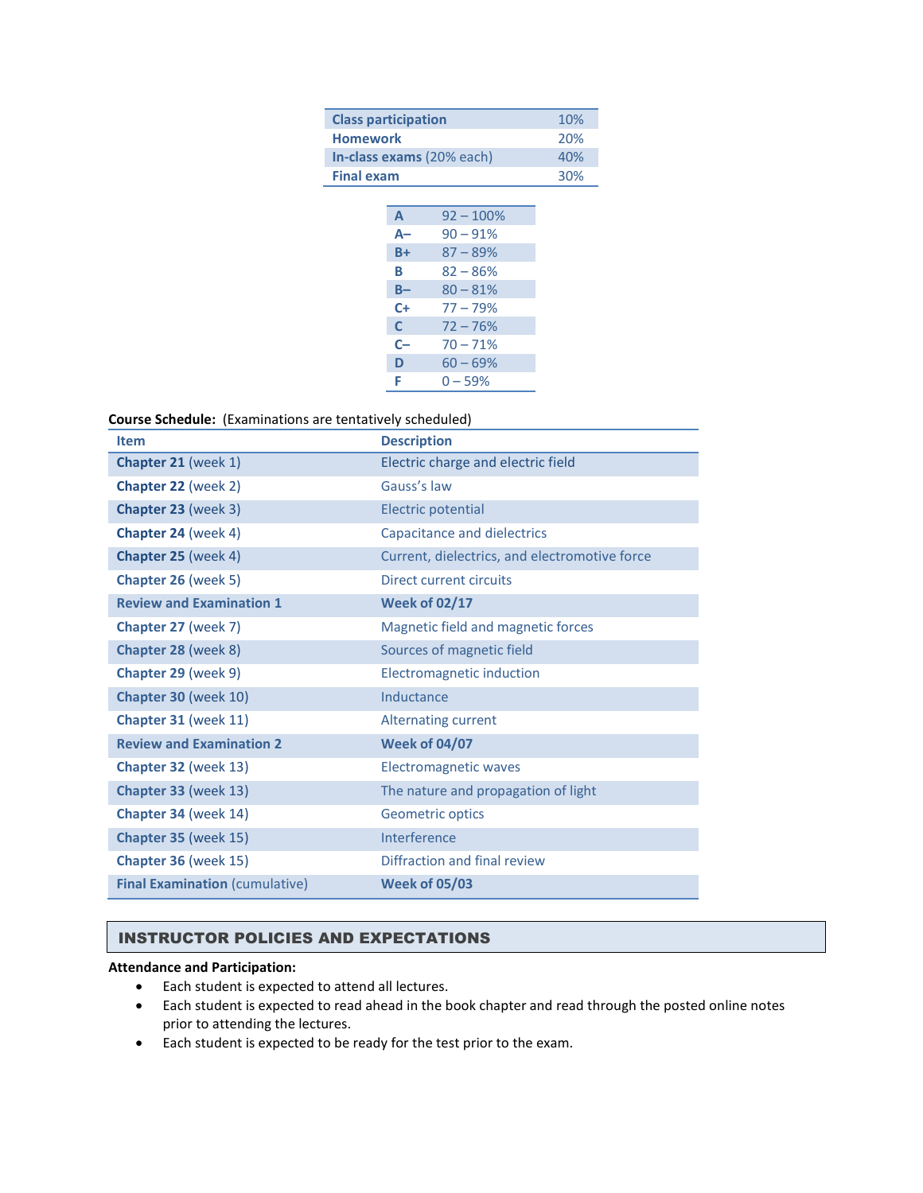| Class participation | 10% |
|---|---|
| **Homework** | 20% |
| **In-class exams** (20% each) | 40% |
| **Final exam** | 30% |

| Grade | Range |
|---|---|
| **A** | 92 – 100% |
| **A–** | 90 – 91% |
| **B+** | 87 – 89% |
| **B** | 82 – 86% |
| **B–** | 80 – 81% |
| **C+** | 77 – 79% |
| **C** | 72 – 76% |
| **C–** | 70 – 71% |
| **D** | 60 – 69% |
| **F** | 0 – 59% |

**Course Schedule:** (Examinations are tentatively scheduled)

| Item | Description |
|---|---|
| **Chapter 21** (week 1) | Electric charge and electric field |
| **Chapter 22** (week 2) | Gauss's law |
| **Chapter 23** (week 3) | Electric potential |
| **Chapter 24** (week 4) | Capacitance and dielectrics |
| **Chapter 25** (week 4) | Current, dielectrics, and electromotive force |
| **Chapter 26** (week 5) | Direct current circuits |
| **Review and Examination 1** | **Week of 02/17** |
| **Chapter 27** (week 7) | Magnetic field and magnetic forces |
| **Chapter 28** (week 8) | Sources of magnetic field |
| **Chapter 29** (week 9) | Electromagnetic induction |
| **Chapter 30** (week 10) | Inductance |
| **Chapter 31** (week 11) | Alternating current |
| **Review and Examination 2** | **Week of 04/07** |
| **Chapter 32** (week 13) | Electromagnetic waves |
| **Chapter 33** (week 13) | The nature and propagation of light |
| **Chapter 34** (week 14) | Geometric optics |
| **Chapter 35** (week 15) | Interference |
| **Chapter 36** (week 15) | Diffraction and final review |
| **Final Examination** (cumulative) | **Week of 05/03** |

## INSTRUCTOR POLICIES AND EXPECTATIONS

**Attendance and Participation:**

- Each student is expected to attend all lectures.
- Each student is expected to read ahead in the book chapter and read through the posted online notes prior to attending the lectures.
- Each student is expected to be ready for the test prior to the exam.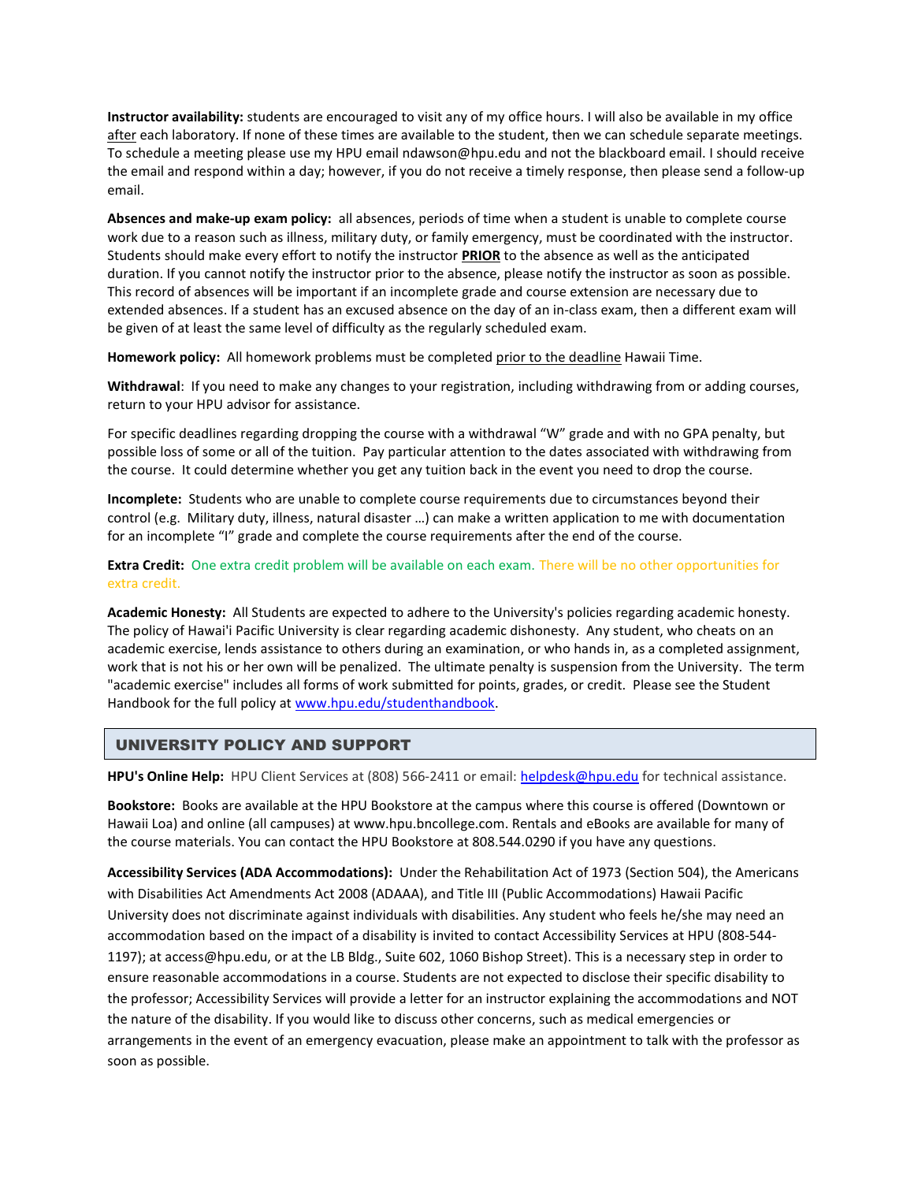**Instructor availability:** students are encouraged to visit any of my office hours. I will also be available in my office after each laboratory. If none of these times are available to the student, then we can schedule separate meetings. To schedule a meeting please use my HPU email ndawson@hpu.edu and not the blackboard email. I should receive the email and respond within a day; however, if you do not receive a timely response, then please send a follow-up email.

**Absences and make-up exam policy:** all absences, periods of time when a student is unable to complete course work due to a reason such as illness, military duty, or family emergency, must be coordinated with the instructor. Students should make every effort to notify the instructor **PRIOR** to the absence as well as the anticipated duration. If you cannot notify the instructor prior to the absence, please notify the instructor as soon as possible. This record of absences will be important if an incomplete grade and course extension are necessary due to extended absences. If a student has an excused absence on the day of an in-class exam, then a different exam will be given of at least the same level of difficulty as the regularly scheduled exam.

**Homework policy:** All homework problems must be completed prior to the deadline Hawaii Time.

**Withdrawal**: If you need to make any changes to your registration, including withdrawing from or adding courses, return to your HPU advisor for assistance.

For specific deadlines regarding dropping the course with a withdrawal "W" grade and with no GPA penalty, but possible loss of some or all of the tuition. Pay particular attention to the dates associated with withdrawing from the course. It could determine whether you get any tuition back in the event you need to drop the course.

**Incomplete:** Students who are unable to complete course requirements due to circumstances beyond their control (e.g. Military duty, illness, natural disaster …) can make a written application to me with documentation for an incomplete "I" grade and complete the course requirements after the end of the course.

**Extra Credit:** One extra credit problem will be available on each exam. There will be no other opportunities for extra credit.

**Academic Honesty:** All Students are expected to adhere to the University's policies regarding academic honesty. The policy of Hawai'i Pacific University is clear regarding academic dishonesty. Any student, who cheats on an academic exercise, lends assistance to others during an examination, or who hands in, as a completed assignment, work that is not his or her own will be penalized. The ultimate penalty is suspension from the University. The term "academic exercise" includes all forms of work submitted for points, grades, or credit. Please see the Student Handbook for the full policy at www.hpu.edu/studenthandbook.

## UNIVERSITY POLICY AND SUPPORT

**HPU's Online Help:** HPU Client Services at (808) 566-2411 or email: helpdesk@hpu.edu for technical assistance.

**Bookstore:** Books are available at the HPU Bookstore at the campus where this course is offered (Downtown or Hawaii Loa) and online (all campuses) at www.hpu.bncollege.com. Rentals and eBooks are available for many of the course materials. You can contact the HPU Bookstore at 808.544.0290 if you have any questions.

**Accessibility Services (ADA Accommodations):** Under the Rehabilitation Act of 1973 (Section 504), the Americans with Disabilities Act Amendments Act 2008 (ADAAA), and Title III (Public Accommodations) Hawaii Pacific University does not discriminate against individuals with disabilities. Any student who feels he/she may need an accommodation based on the impact of a disability is invited to contact Accessibility Services at HPU (808-544-1197); at access@hpu.edu, or at the LB Bldg., Suite 602, 1060 Bishop Street). This is a necessary step in order to ensure reasonable accommodations in a course. Students are not expected to disclose their specific disability to the professor; Accessibility Services will provide a letter for an instructor explaining the accommodations and NOT the nature of the disability. If you would like to discuss other concerns, such as medical emergencies or arrangements in the event of an emergency evacuation, please make an appointment to talk with the professor as soon as possible.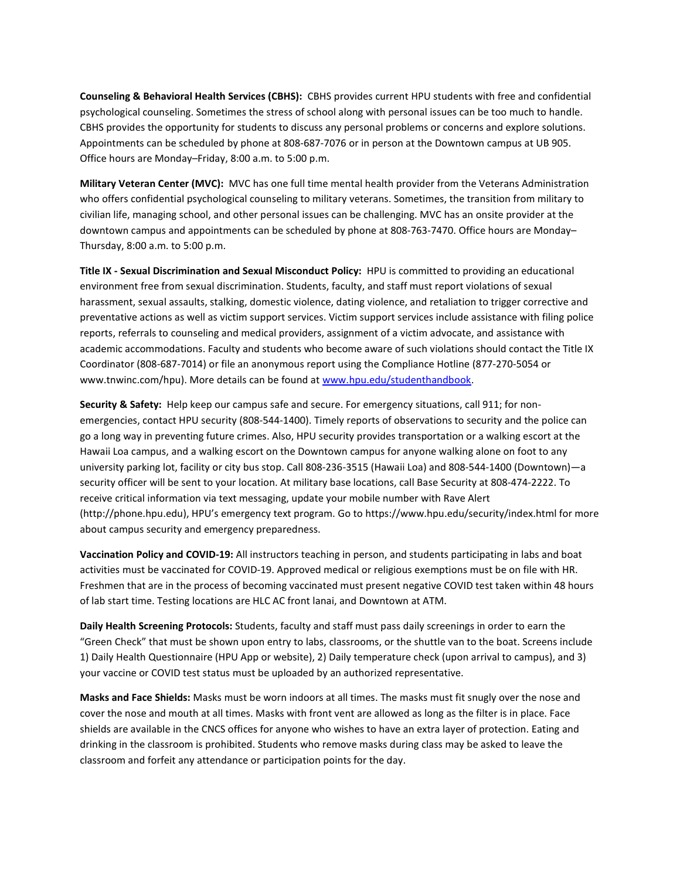**Counseling & Behavioral Health Services (CBHS):** CBHS provides current HPU students with free and confidential psychological counseling. Sometimes the stress of school along with personal issues can be too much to handle. CBHS provides the opportunity for students to discuss any personal problems or concerns and explore solutions. Appointments can be scheduled by phone at 808-687-7076 or in person at the Downtown campus at UB 905. Office hours are Monday–Friday, 8:00 a.m. to 5:00 p.m.

**Military Veteran Center (MVC):** MVC has one full time mental health provider from the Veterans Administration who offers confidential psychological counseling to military veterans. Sometimes, the transition from military to civilian life, managing school, and other personal issues can be challenging. MVC has an onsite provider at the downtown campus and appointments can be scheduled by phone at 808-763-7470. Office hours are Monday–Thursday, 8:00 a.m. to 5:00 p.m.

**Title IX - Sexual Discrimination and Sexual Misconduct Policy:** HPU is committed to providing an educational environment free from sexual discrimination. Students, faculty, and staff must report violations of sexual harassment, sexual assaults, stalking, domestic violence, dating violence, and retaliation to trigger corrective and preventative actions as well as victim support services. Victim support services include assistance with filing police reports, referrals to counseling and medical providers, assignment of a victim advocate, and assistance with academic accommodations. Faculty and students who become aware of such violations should contact the Title IX Coordinator (808-687-7014) or file an anonymous report using the Compliance Hotline (877-270-5054 or www.tnwinc.com/hpu). More details can be found at [www.hpu.edu/studenthandbook](www.hpu.edu/studenthandbook).

**Security & Safety:** Help keep our campus safe and secure. For emergency situations, call 911; for non-emergencies, contact HPU security (808-544-1400). Timely reports of observations to security and the police can go a long way in preventing future crimes. Also, HPU security provides transportation or a walking escort at the Hawaii Loa campus, and a walking escort on the Downtown campus for anyone walking alone on foot to any university parking lot, facility or city bus stop. Call 808-236-3515 (Hawaii Loa) and 808-544-1400 (Downtown)—a security officer will be sent to your location. At military base locations, call Base Security at 808-474-2222. To receive critical information via text messaging, update your mobile number with Rave Alert (http://phone.hpu.edu), HPU's emergency text program. Go to https://www.hpu.edu/security/index.html for more about campus security and emergency preparedness.

**Vaccination Policy and COVID-19:** All instructors teaching in person, and students participating in labs and boat activities must be vaccinated for COVID-19. Approved medical or religious exemptions must be on file with HR. Freshmen that are in the process of becoming vaccinated must present negative COVID test taken within 48 hours of lab start time. Testing locations are HLC AC front lanai, and Downtown at ATM.

**Daily Health Screening Protocols:** Students, faculty and staff must pass daily screenings in order to earn the "Green Check" that must be shown upon entry to labs, classrooms, or the shuttle van to the boat. Screens include 1) Daily Health Questionnaire (HPU App or website), 2) Daily temperature check (upon arrival to campus), and 3) your vaccine or COVID test status must be uploaded by an authorized representative.

**Masks and Face Shields:** Masks must be worn indoors at all times. The masks must fit snugly over the nose and cover the nose and mouth at all times. Masks with front vent are allowed as long as the filter is in place. Face shields are available in the CNCS offices for anyone who wishes to have an extra layer of protection. Eating and drinking in the classroom is prohibited. Students who remove masks during class may be asked to leave the classroom and forfeit any attendance or participation points for the day.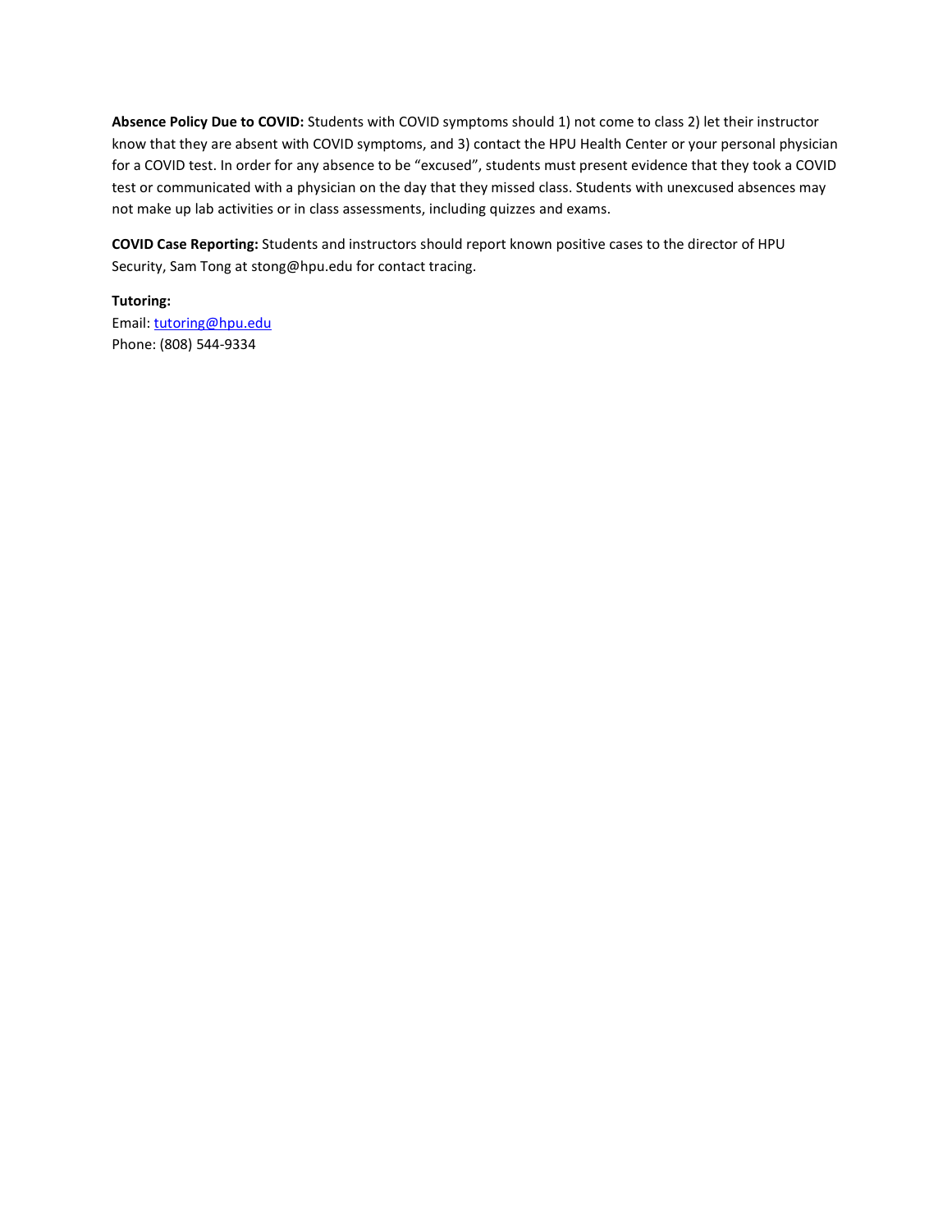**Absence Policy Due to COVID:** Students with COVID symptoms should 1) not come to class 2) let their instructor know that they are absent with COVID symptoms, and 3) contact the HPU Health Center or your personal physician for a COVID test. In order for any absence to be "excused", students must present evidence that they took a COVID test or communicated with a physician on the day that they missed class. Students with unexcused absences may not make up lab activities or in class assessments, including quizzes and exams.

**COVID Case Reporting:** Students and instructors should report known positive cases to the director of HPU Security, Sam Tong at stong@hpu.edu for contact tracing.

**Tutoring:**
Email: tutoring@hpu.edu
Phone: (808) 544-9334